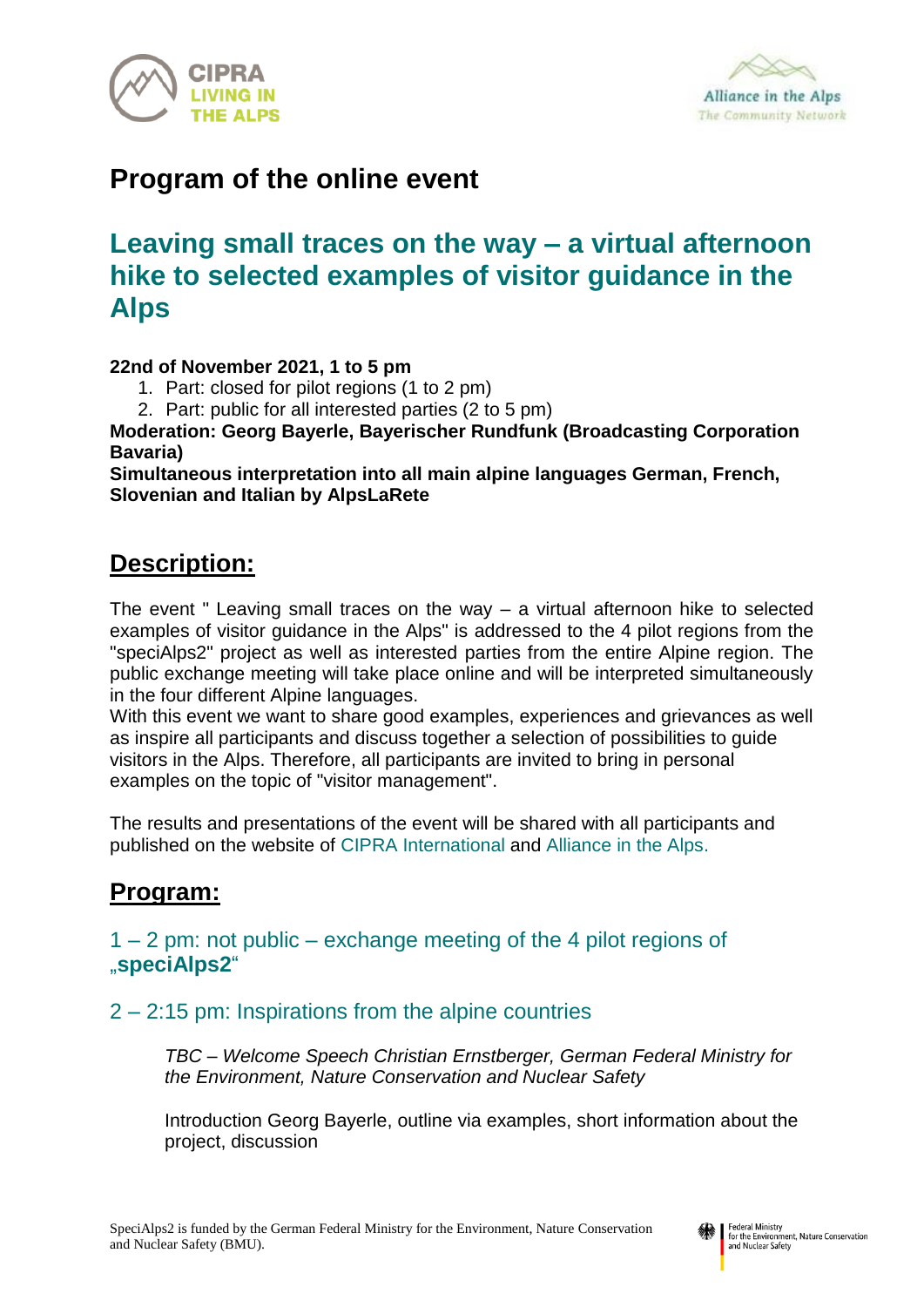# Program of the online event

## Leaving small traces on the way – a virtual afternoon hike to selected examples of visitor guidance in the Alps

**22nd of November 2021, 1 to 5 pm**

1. Part: closed for pilot regions (1 to 2 pm)
2. Part: public for all interested parties (2 to 5 pm)

**Moderation: Georg Bayerle, Bayerischer Rundfunk (Broadcasting Corporation Bavaria)**
**Simultaneous interpretation into all main alpine languages German, French, Slovenian and Italian by AlpsLaRete**

## Description:

The event " Leaving small traces on the way – a virtual afternoon hike to selected examples of visitor guidance in the Alps" is addressed to the 4 pilot regions from the "speciAlps2" project as well as interested parties from the entire Alpine region. The public exchange meeting will take place online and will be interpreted simultaneously in the four different Alpine languages.
With this event we want to share good examples, experiences and grievances as well as inspire all participants and discuss together a selection of possibilities to guide visitors in the Alps. Therefore, all participants are invited to bring in personal examples on the topic of "visitor management".

The results and presentations of the event will be shared with all participants and published on the website of CIPRA International and Alliance in the Alps.

## Program:

### 1 – 2 pm: not public – exchange meeting of the 4 pilot regions of „**speciAlps2**"

### 2 – 2:15 pm: Inspirations from the alpine countries

*TBC – Welcome Speech Christian Ernstberger, German Federal Ministry for the Environment, Nature Conservation and Nuclear Safety*

Introduction Georg Bayerle, outline via examples, short information about the project, discussion

SpeciAlps2 is funded by the German Federal Ministry for the Environment, Nature Conservation and Nuclear Safety (BMU).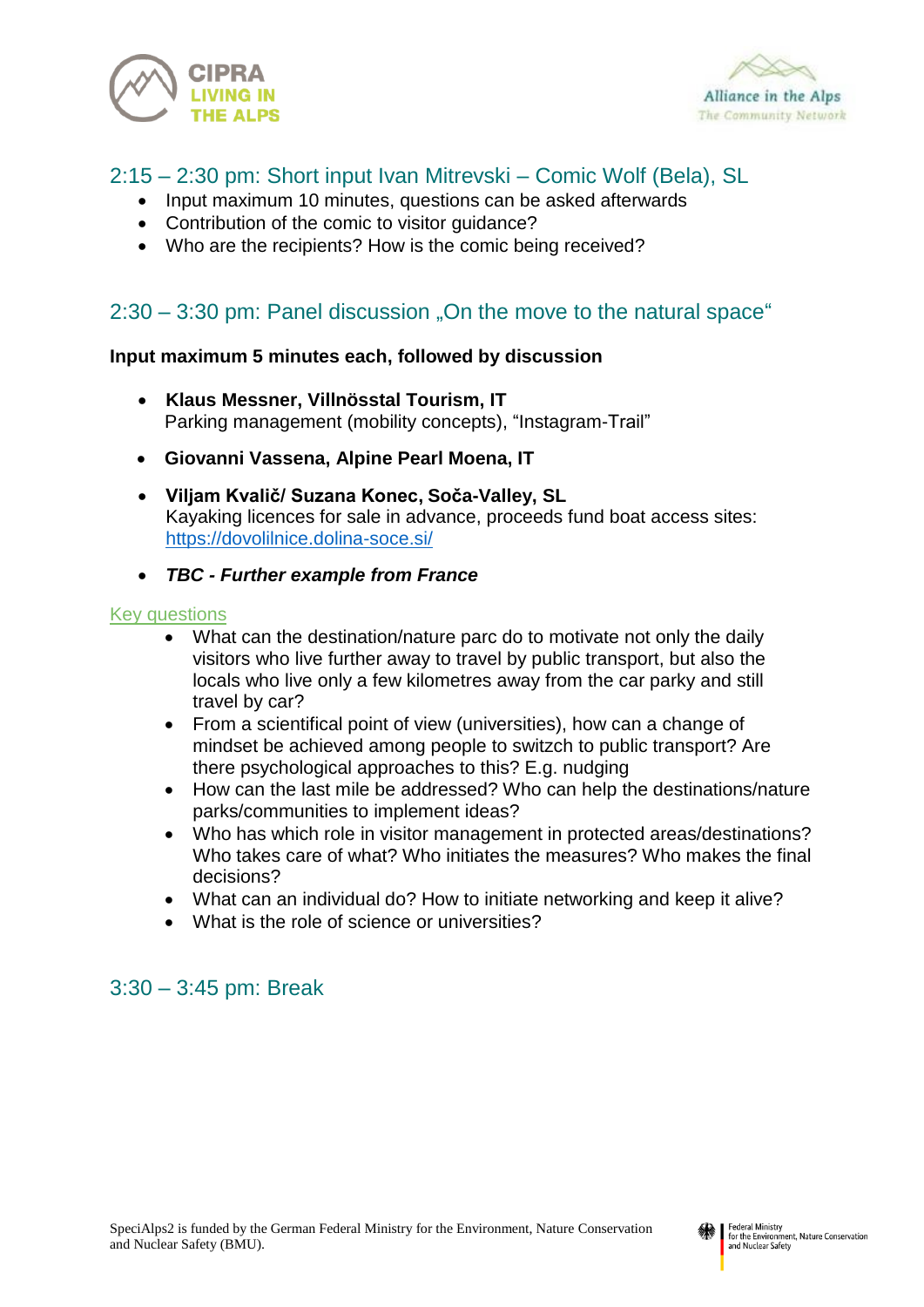## 2:15 – 2:30 pm: Short input Ivan Mitrevski – Comic Wolf (Bela), SL

- Input maximum 10 minutes, questions can be asked afterwards
- Contribution of the comic to visitor guidance?
- Who are the recipients? How is the comic being received?

## 2:30 – 3:30 pm: Panel discussion „On the move to the natural space"

**Input maximum 5 minutes each, followed by discussion**

- **Klaus Messner, Villnösstal Tourism, IT**
  Parking management (mobility concepts), "Instagram-Trail"
- **Giovanni Vassena, Alpine Pearl Moena, IT**
- **Viljam Kvalič/ Suzana Konec, Soča-Valley, SL**
  Kayaking licences for sale in advance, proceeds fund boat access sites: https://dovolilnice.dolina-soce.si/
- ***TBC - Further example from France***

Key questions

- What can the destination/nature parc do to motivate not only the daily visitors who live further away to travel by public transport, but also the locals who live only a few kilometres away from the car parky and still travel by car?
- From a scientifical point of view (universities), how can a change of mindset be achieved among people to switzch to public transport? Are there psychological approaches to this? E.g. nudging
- How can the last mile be addressed? Who can help the destinations/nature parks/communities to implement ideas?
- Who has which role in visitor management in protected areas/destinations? Who takes care of what? Who initiates the measures? Who makes the final decisions?
- What can an individual do? How to initiate networking and keep it alive?
- What is the role of science or universities?

## 3:30 – 3:45 pm: Break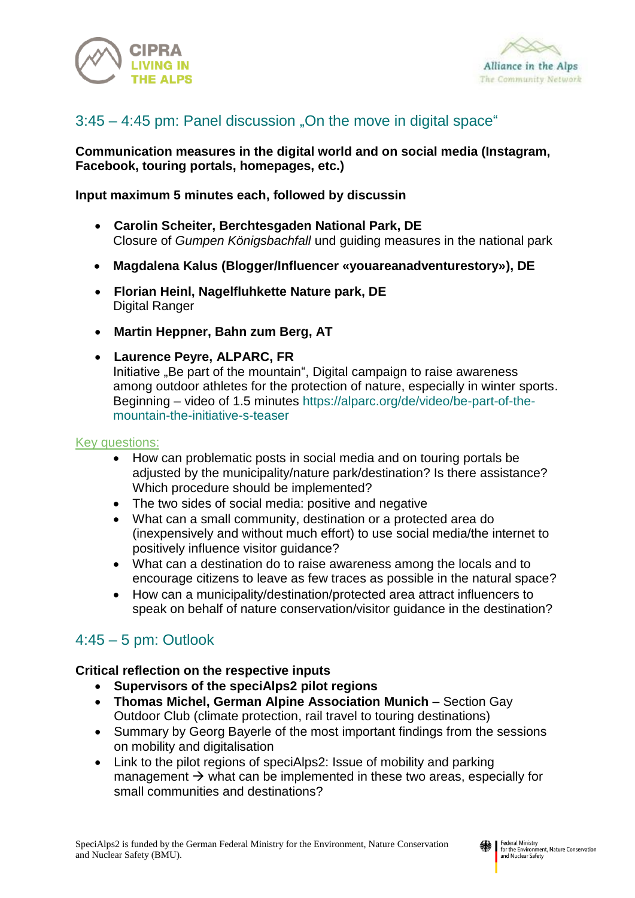## 3:45 – 4:45 pm: Panel discussion „On the move in digital space"

**Communication measures in the digital world and on social media (Instagram, Facebook, touring portals, homepages, etc.)**

**Input maximum 5 minutes each, followed by discussin**

- **Carolin Scheiter, Berchtesgaden National Park, DE**
  Closure of *Gumpen Königsbachfall* und guiding measures in the national park
- **Magdalena Kalus (Blogger/Influencer «youareanadventurestory»), DE**
- **Florian Heinl, Nagelfluhkette Nature park, DE**
  Digital Ranger
- **Martin Heppner, Bahn zum Berg, AT**
- **Laurence Peyre, ALPARC, FR**
  Initiative „Be part of the mountain", Digital campaign to raise awareness among outdoor athletes for the protection of nature, especially in winter sports. Beginning – video of 1.5 minutes https://alparc.org/de/video/be-part-of-the-mountain-the-initiative-s-teaser

Key questions:

- How can problematic posts in social media and on touring portals be adjusted by the municipality/nature park/destination? Is there assistance? Which procedure should be implemented?
- The two sides of social media: positive and negative
- What can a small community, destination or a protected area do (inexpensively and without much effort) to use social media/the internet to positively influence visitor guidance?
- What can a destination do to raise awareness among the locals and to encourage citizens to leave as few traces as possible in the natural space?
- How can a municipality/destination/protected area attract influencers to speak on behalf of nature conservation/visitor guidance in the destination?

## 4:45 – 5 pm: Outlook

**Critical reflection on the respective inputs**

- **Supervisors of the speciAlps2 pilot regions**
- **Thomas Michel, German Alpine Association Munich** – Section Gay Outdoor Club (climate protection, rail travel to touring destinations)
- Summary by Georg Bayerle of the most important findings from the sessions on mobility and digitalisation
- Link to the pilot regions of speciAlps2: Issue of mobility and parking management → what can be implemented in these two areas, especially for small communities and destinations?

SpeciAlps2 is funded by the German Federal Ministry for the Environment, Nature Conservation and Nuclear Safety (BMU).